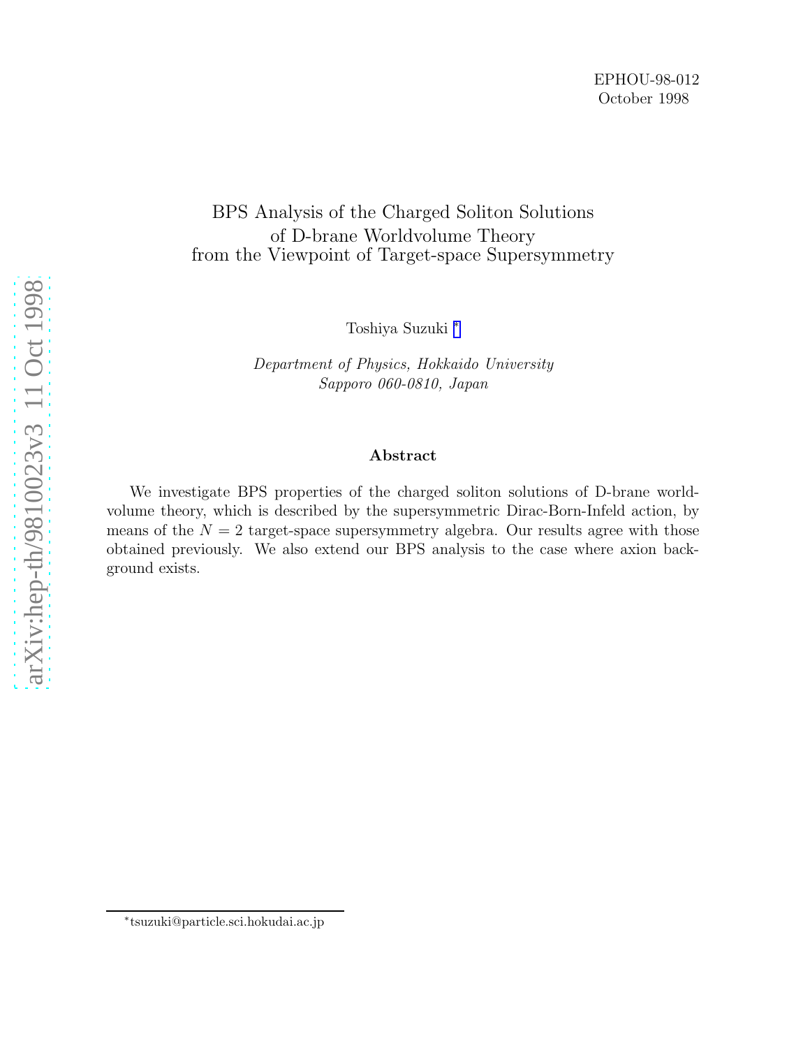EPHOU-98-012
October 1998

# BPS Analysis of the Charged Soliton Solutions of D-brane Worldvolume Theory from the Viewpoint of Target-space Supersymmetry

Toshiya Suzuki [*]

*Department of Physics, Hokkaido University*
*Sapporo 060-0810, Japan*

### Abstract

We investigate BPS properties of the charged soliton solutions of D-brane worldvolume theory, which is described by the supersymmetric Dirac-Born-Infeld action, by means of the $N = 2$ target-space supersymmetry algebra. Our results agree with those obtained previously. We also extend our BPS analysis to the case where axion background exists.

[*] tsuzuki@particle.sci.hokudai.ac.jp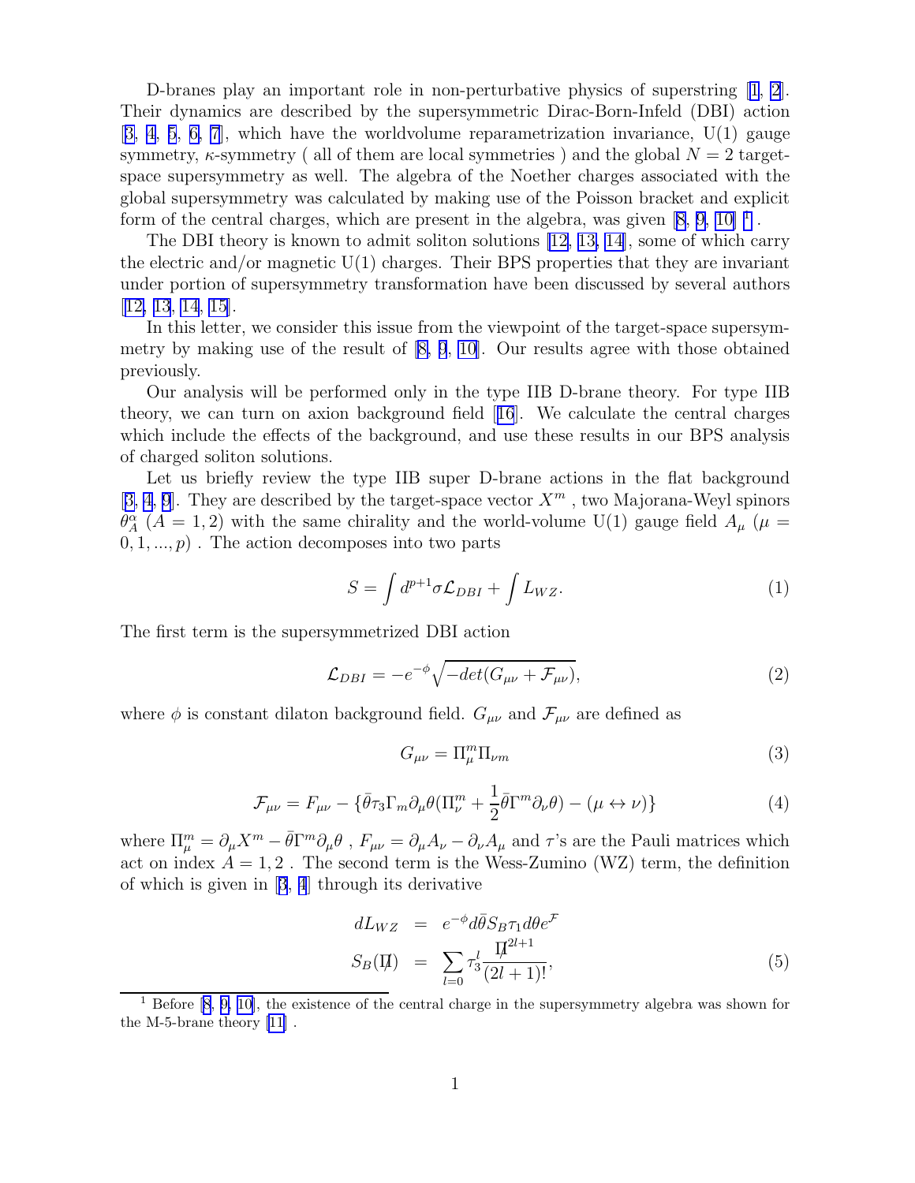D-branes play an important role in non-perturbative physics of superstring [1, 2]. Their dynamics are described by the supersymmetric Dirac-Born-Infeld (DBI) action [3, 4, 5, 6, 7], which have the worldvolume reparametrization invariance, U(1) gauge symmetry, $\kappa$-symmetry ( all of them are local symmetries ) and the global $N = 2$ target-space supersymmetry as well. The algebra of the Noether charges associated with the global supersymmetry was calculated by making use of the Poisson bracket and explicit form of the central charges, which are present in the algebra, was given [8, 9, 10] [1].

The DBI theory is known to admit soliton solutions [12, 13, 14], some of which carry the electric and/or magnetic U(1) charges. Their BPS properties that they are invariant under portion of supersymmetry transformation have been discussed by several authors [12, 13, 14, 15].

In this letter, we consider this issue from the viewpoint of the target-space supersymmetry by making use of the result of [8, 9, 10]. Our results agree with those obtained previously.

Our analysis will be performed only in the type IIB D-brane theory. For type IIB theory, we can turn on axion background field [16]. We calculate the central charges which include the effects of the background, and use these results in our BPS analysis of charged soliton solutions.

Let us briefly review the type IIB super D-brane actions in the flat background [3, 4, 9]. They are described by the target-space vector $X^m$ , two Majorana-Weyl spinors $\theta_A^\alpha$ ($A = 1, 2$) with the same chirality and the world-volume U(1) gauge field $A_\mu$ ($\mu = 0, 1, ..., p$) . The action decomposes into two parts

$$S = \int d^{p+1}\sigma \mathcal{L}_{DBI} + \int L_{WZ}. \tag{1}$$

The first term is the supersymmetrized DBI action

$$\mathcal{L}_{DBI} = -e^{-\phi}\sqrt{-det(G_{\mu\nu} + \mathcal{F}_{\mu\nu})}, \tag{2}$$

where $\phi$ is constant dilaton background field. $G_{\mu\nu}$ and $\mathcal{F}_{\mu\nu}$ are defined as

$$G_{\mu\nu} = \Pi_\mu^m \Pi_{\nu m} \tag{3}$$

$$\mathcal{F}_{\mu\nu} = F_{\mu\nu} - \{\bar{\theta}\tau_3\Gamma_m\partial_\mu\theta(\Pi_\nu^m + \frac{1}{2}\bar{\theta}\Gamma^m\partial_\nu\theta) - (\mu \leftrightarrow \nu)\} \tag{4}$$

where $\Pi_\mu^m = \partial_\mu X^m - \bar{\theta}\Gamma^m\partial_\mu\theta$ , $F_{\mu\nu} = \partial_\mu A_\nu - \partial_\nu A_\mu$ and $\tau$'s are the Pauli matrices which act on index $A = 1, 2$ . The second term is the Wess-Zumino (WZ) term, the definition of which is given in [3, 4] through its derivative

$$\begin{aligned} dL_{WZ} &= e^{-\phi}d\bar{\theta}S_B\tau_1 d\theta e^{\mathcal{F}} \\ S_B(\not{\Pi}) &= \sum_{l=0}\tau_3^l\frac{\not{\Pi}^{2l+1}}{(2l+1)!}, \end{aligned} \tag{5}$$

[1] Before [8, 9, 10], the existence of the central charge in the supersymmetry algebra was shown for the M-5-brane theory [11] .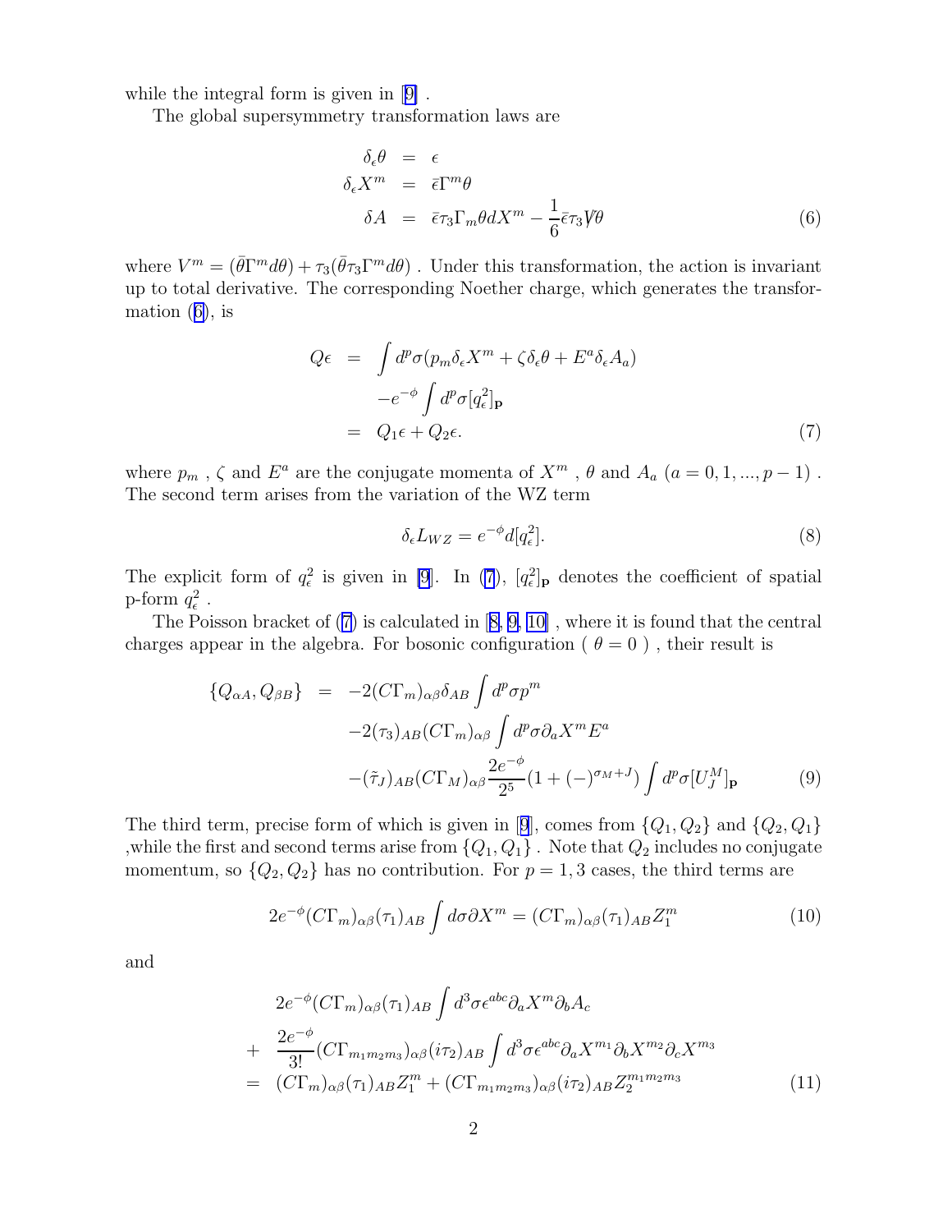while the integral form is given in [9] .

The global supersymmetry transformation laws are

$$
\begin{aligned}
\delta_\epsilon \theta &= \epsilon \\
\delta_\epsilon X^m &= \bar{\epsilon}\Gamma^m \theta \\
\delta A &= \bar{\epsilon}\tau_3 \Gamma_m \theta dX^m - \frac{1}{6}\bar{\epsilon}\tau_3 \not{V}\theta
\end{aligned}
\tag{6}
$$

where $V^m = (\bar{\theta}\Gamma^m d\theta) + \tau_3(\bar{\theta}\tau_3\Gamma^m d\theta)$ . Under this transformation, the action is invariant up to total derivative. The corresponding Noether charge, which generates the transformation (6), is

$$
\begin{aligned}
Q\epsilon &= \int d^p\sigma (p_m \delta_\epsilon X^m + \zeta \delta_\epsilon \theta + E^a \delta_\epsilon A_a) \\
&\quad - e^{-\phi} \int d^p \sigma [q_\epsilon^2]_{\mathbf{p}} \\
&= Q_1\epsilon + Q_2\epsilon.
\end{aligned}
\tag{7}
$$

where $p_m$ , $\zeta$ and $E^a$ are the conjugate momenta of $X^m$ , $\theta$ and $A_a$ $(a = 0, 1, ..., p-1)$ . The second term arises from the variation of the WZ term

$$
\delta_\epsilon L_{WZ} = e^{-\phi} d[q_\epsilon^2]. \tag{8}
$$

The explicit form of $q_\epsilon^2$ is given in [9]. In (7), $[q_\epsilon^2]_{\mathbf{p}}$ denotes the coefficient of spatial p-form $q_\epsilon^2$ .

The Poisson bracket of (7) is calculated in [8, 9, 10] , where it is found that the central charges appear in the algebra. For bosonic configuration ( $\theta = 0$ ) , their result is

$$
\begin{aligned}
\{Q_{\alpha A}, Q_{\beta B}\} &= -2(C\Gamma_m)_{\alpha\beta}\delta_{AB} \int d^p\sigma p^m \\
&\quad -2(\tau_3)_{AB}(C\Gamma_m)_{\alpha\beta} \int d^p\sigma \partial_a X^m E^a \\
&\quad -(\tilde{\tau}_J)_{AB}(C\Gamma_M)_{\alpha\beta} \frac{2e^{-\phi}}{2^5}(1 + (-)^{\sigma_M + J}) \int d^p\sigma [U_J^M]_{\mathbf{p}}
\end{aligned}
\tag{9}
$$

The third term, precise form of which is given in [9], comes from $\{Q_1, Q_2\}$ and $\{Q_2, Q_1\}$ ,while the first and second terms arise from $\{Q_1, Q_1\}$ . Note that $Q_2$ includes no conjugate momentum, so $\{Q_2, Q_2\}$ has no contribution. For $p = 1, 3$ cases, the third terms are

$$
2e^{-\phi}(C\Gamma_m)_{\alpha\beta}(\tau_1)_{AB} \int d\sigma \partial X^m = (C\Gamma_m)_{\alpha\beta}(\tau_1)_{AB} Z_1^m \tag{10}
$$

and

$$
\begin{aligned}
&2e^{-\phi}(C\Gamma_m)_{\alpha\beta}(\tau_1)_{AB} \int d^3\sigma \epsilon^{abc}\partial_a X^m \partial_b A_c \\
+ \; &\frac{2e^{-\phi}}{3!}(C\Gamma_{m_1 m_2 m_3})_{\alpha\beta}(i\tau_2)_{AB} \int d^3\sigma \epsilon^{abc} \partial_a X^{m_1} \partial_b X^{m_2} \partial_c X^{m_3} \\
= \; &(C\Gamma_m)_{\alpha\beta}(\tau_1)_{AB} Z_1^m + (C\Gamma_{m_1 m_2 m_3})_{\alpha\beta}(i\tau_2)_{AB} Z_2^{m_1 m_2 m_3}
\end{aligned}
\tag{11}
$$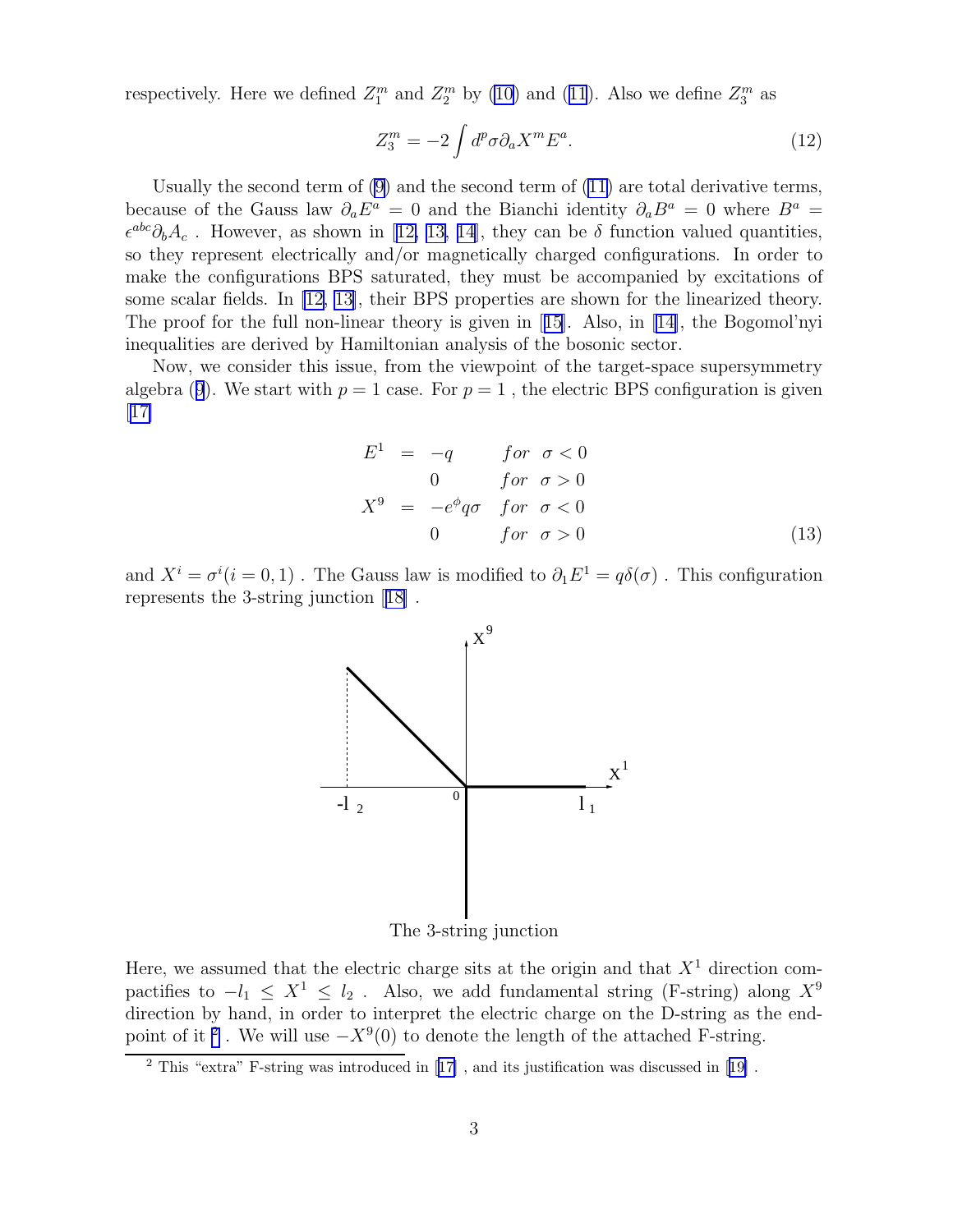respectively. Here we defined $Z_1^m$ and $Z_2^m$ by (10) and (11). Also we define $Z_3^m$ as

$$Z_3^m = -2 \int d^p \sigma \partial_a X^m E^a. \tag{12}$$

Usually the second term of (9) and the second term of (11) are total derivative terms, because of the Gauss law $\partial_a E^a = 0$ and the Bianchi identity $\partial_a B^a = 0$ where $B^a = \epsilon^{abc} \partial_b A_c$ . However, as shown in [12, 13, 14], they can be $\delta$ function valued quantities, so they represent electrically and/or magnetically charged configurations. In order to make the configurations BPS saturated, they must be accompanied by excitations of some scalar fields. In [12, 13], their BPS properties are shown for the linearized theory. The proof for the full non-linear theory is given in [15]. Also, in [14], the Bogomol'nyi inequalities are derived by Hamiltonian analysis of the bosonic sector.

Now, we consider this issue, from the viewpoint of the target-space supersymmetry algebra (9). We start with $p = 1$ case. For $p = 1$ , the electric BPS configuration is given [17]

$$\begin{aligned}
E^1 &= -q \quad & for \quad \sigma < 0 \\
& \quad 0 & for \quad \sigma > 0 \\
X^9 &= -e^{\phi} q \sigma \quad & for \quad \sigma < 0 \\
& \quad 0 & for \quad \sigma > 0
\end{aligned} \tag{13}$$

and $X^i = \sigma^i (i = 0, 1)$ . The Gauss law is modified to $\partial_1 E^1 = q\delta(\sigma)$ . This configuration represents the 3-string junction [18] .

The 3-string junction

Here, we assumed that the electric charge sits at the origin and that $X^1$ direction compactifies to $-l_1 \leq X^1 \leq l_2$ . Also, we add fundamental string (F-string) along $X^9$ direction by hand, in order to interpret the electric charge on the D-string as the end-point of it [2] . We will use $-X^9(0)$ to denote the length of the attached F-string.

[2] This "extra" F-string was introduced in [17] , and its justification was discussed in [19] .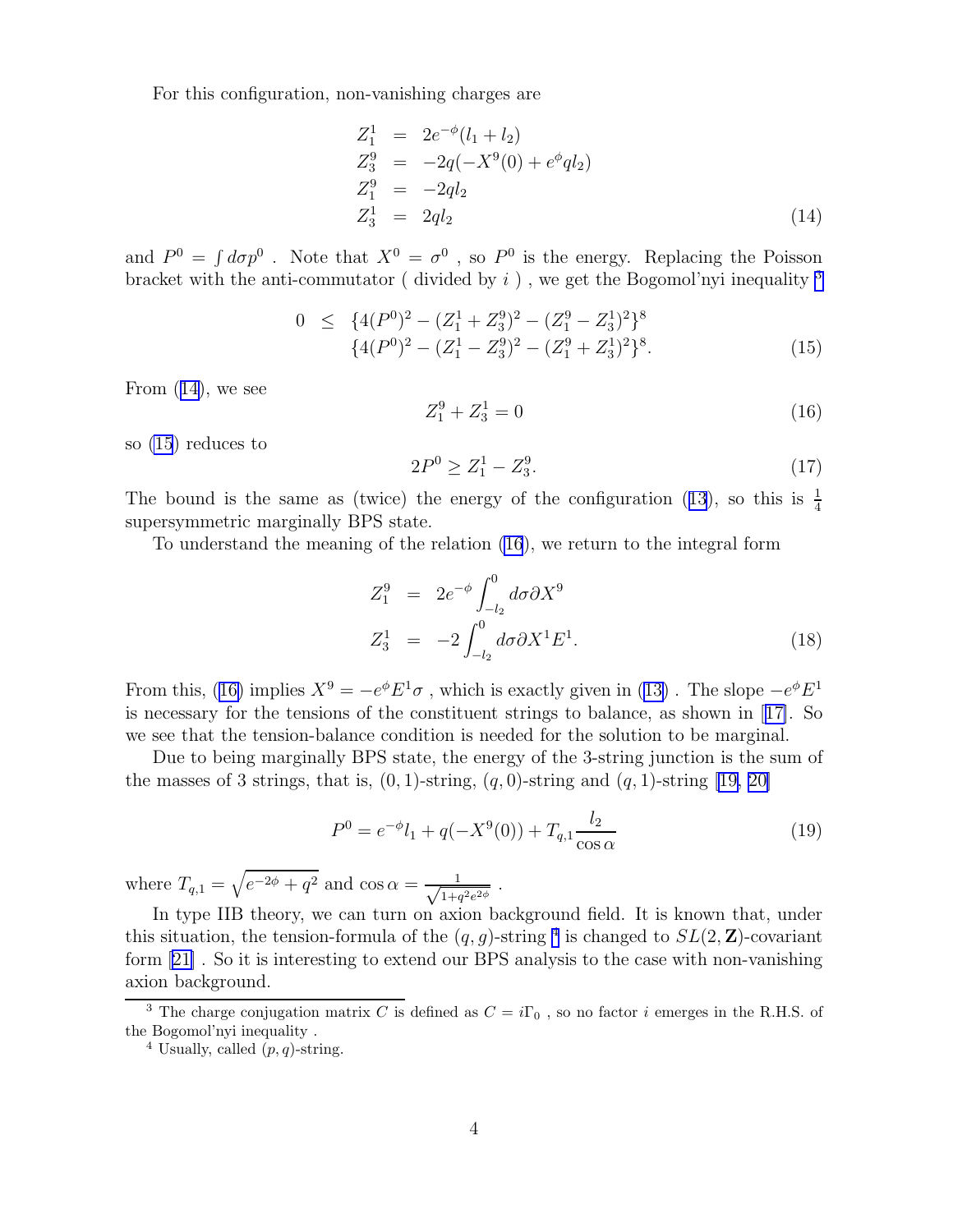For this configuration, non-vanishing charges are

$$
\begin{aligned}
Z_1^1 &= 2e^{-\phi}(l_1 + l_2) \\
Z_3^9 &= -2q(-X^9(0) + e^{\phi} q l_2) \\
Z_1^9 &= -2q l_2 \\
Z_3^1 &= 2q l_2
\end{aligned}
\tag{14}
$$

and $P^0 = \int d\sigma p^0$ . Note that $X^0 = \sigma^0$ , so $P^0$ is the energy. Replacing the Poisson bracket with the anti-commutator ( divided by $i$ ) , we get the Bogomol'nyi inequality [3]

$$
\begin{aligned}
0 \;\leq\; & \{4(P^0)^2 - (Z_1^1 + Z_3^9)^2 - (Z_1^9 - Z_3^1)^2\}^8 \\
& \{4(P^0)^2 - (Z_1^1 - Z_3^9)^2 - (Z_1^9 + Z_3^1)^2\}^8.
\end{aligned}
\tag{15}
$$

From (14), we see

$$
Z_1^9 + Z_3^1 = 0 \tag{16}
$$

so (15) reduces to

$$
2P^0 \geq Z_1^1 - Z_3^9. \tag{17}
$$

The bound is the same as (twice) the energy of the configuration (13), so this is $\frac{1}{4}$ supersymmetric marginally BPS state.

To understand the meaning of the relation (16), we return to the integral form

$$
\begin{aligned}
Z_1^9 &= 2e^{-\phi} \int_{-l_2}^{0} d\sigma \partial X^9 \\
Z_3^1 &= -2 \int_{-l_2}^{0} d\sigma \partial X^1 E^1.
\end{aligned}
\tag{18}
$$

From this, (16) implies $X^9 = -e^{\phi} E^1 \sigma$ , which is exactly given in (13) . The slope $-e^{\phi} E^1$ is necessary for the tensions of the constituent strings to balance, as shown in [17]. So we see that the tension-balance condition is needed for the solution to be marginal.

Due to being marginally BPS state, the energy of the 3-string junction is the sum of the masses of 3 strings, that is, $(0,1)$-string, $(q,0)$-string and $(q,1)$-string [19, 20]

$$
P^0 = e^{-\phi} l_1 + q(-X^9(0)) + T_{q,1} \frac{l_2}{\cos\alpha} \tag{19}
$$

where $T_{q,1} = \sqrt{e^{-2\phi} + q^2}$ and $\cos\alpha = \frac{1}{\sqrt{1 + q^2 e^{2\phi}}}$ .

In type IIB theory, we can turn on axion background field. It is known that, under this situation, the tension-formula of the $(q,g)$-string [4] is changed to $SL(2,\mathbf{Z})$-covariant form [21] . So it is interesting to extend our BPS analysis to the case with non-vanishing axion background.

---

[3] The charge conjugation matrix $C$ is defined as $C = i\Gamma_0$ , so no factor $i$ emerges in the R.H.S. of the Bogomol'nyi inequality .

[4] Usually, called $(p,q)$-string.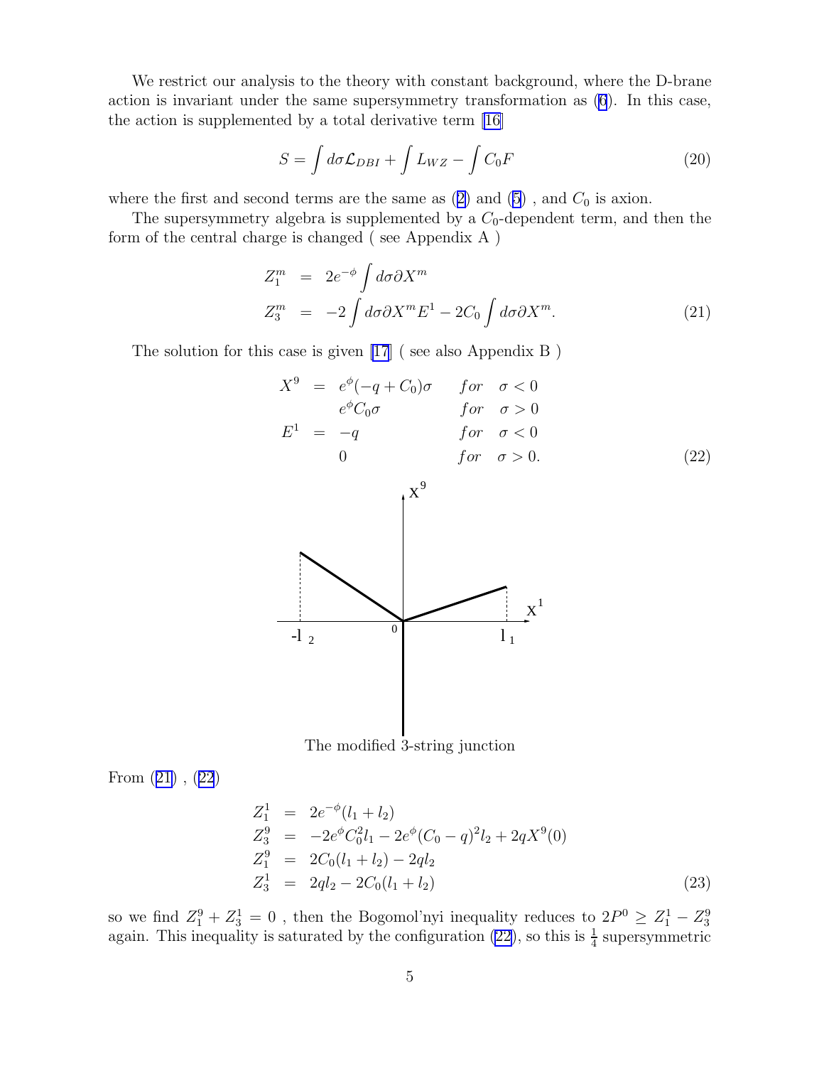We restrict our analysis to the theory with constant background, where the D-brane action is invariant under the same supersymmetry transformation as (6). In this case, the action is supplemented by a total derivative term [16]

$$S = \int d\sigma \mathcal{L}_{DBI} + \int L_{WZ} - \int C_0 F \tag{20}$$

where the first and second terms are the same as (2) and (5) , and $C_0$ is axion.

The supersymmetry algebra is supplemented by a $C_0$-dependent term, and then the form of the central charge is changed ( see Appendix A )

$$\begin{aligned} Z_1^m &= 2e^{-\phi} \int d\sigma \partial X^m \\ Z_3^m &= -2 \int d\sigma \partial X^m E^1 - 2C_0 \int d\sigma \partial X^m. \end{aligned} \tag{21}$$

The solution for this case is given [17] ( see also Appendix B )

$$\begin{aligned} X^9 &= e^{\phi}(-q + C_0)\sigma \quad & for \quad \sigma < 0 \\ & \quad e^{\phi} C_0 \sigma & for \quad \sigma > 0 \\ E^1 &= -q & for \quad \sigma < 0 \\ & \quad 0 & for \quad \sigma > 0. \end{aligned} \tag{22}$$

The modified 3-string junction

From (21) , (22)

$$\begin{aligned} Z_1^1 &= 2e^{-\phi}(l_1 + l_2) \\ Z_3^9 &= -2e^{\phi} C_0^2 l_1 - 2e^{\phi}(C_0 - q)^2 l_2 + 2qX^9(0) \\ Z_1^9 &= 2C_0(l_1 + l_2) - 2ql_2 \\ Z_3^1 &= 2ql_2 - 2C_0(l_1 + l_2) \end{aligned} \tag{23}$$

so we find $Z_1^9 + Z_3^1 = 0$ , then the Bogomol'nyi inequality reduces to $2P^0 \geq Z_1^1 - Z_3^9$ again. This inequality is saturated by the configuration (22), so this is $\frac{1}{4}$ supersymmetric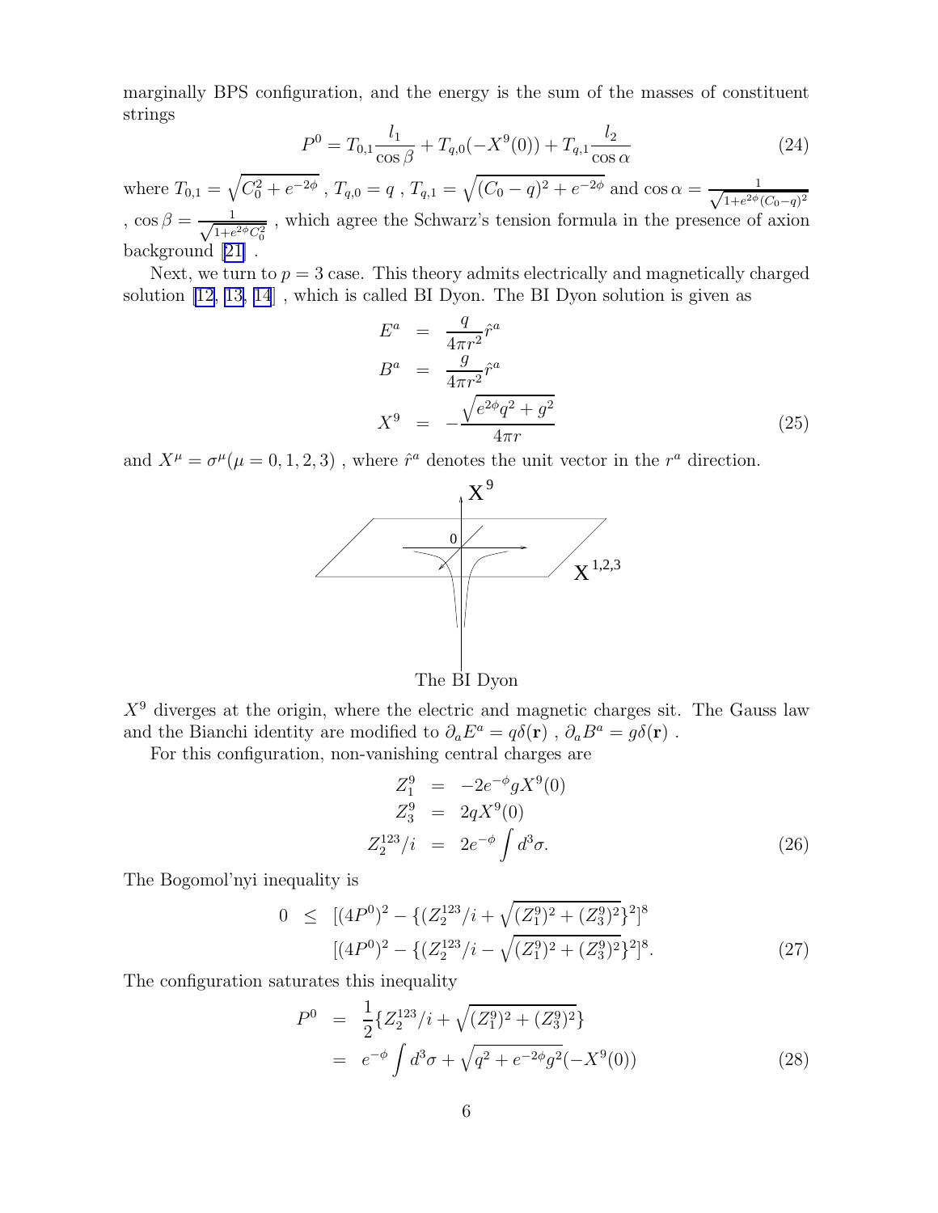marginally BPS configuration, and the energy is the sum of the masses of constituent strings

$$P^0 = T_{0,1}\frac{l_1}{\cos\beta} + T_{q,0}(-X^9(0)) + T_{q,1}\frac{l_2}{\cos\alpha} \tag{24}$$

where $T_{0,1} = \sqrt{C_0^2 + e^{-2\phi}}$ , $T_{q,0} = q$ , $T_{q,1} = \sqrt{(C_0 - q)^2 + e^{-2\phi}}$ and $\cos\alpha = \frac{1}{\sqrt{1+e^{2\phi}(C_0-q)^2}}$ , $\cos\beta = \frac{1}{\sqrt{1+e^{2\phi}C_0^2}}$ , which agree the Schwarz's tension formula in the presence of axion background [21] .

Next, we turn to $p = 3$ case. This theory admits electrically and magnetically charged solution [12, 13, 14] , which is called BI Dyon. The BI Dyon solution is given as

$$\begin{aligned} E^a &= \frac{q}{4\pi r^2}\hat{r}^a \\ B^a &= \frac{g}{4\pi r^2}\hat{r}^a \\ X^9 &= -\frac{\sqrt{e^{2\phi}q^2 + g^2}}{4\pi r} \end{aligned} \tag{25}$$

and $X^\mu = \sigma^\mu (\mu = 0, 1, 2, 3)$ , where $\hat{r}^a$ denotes the unit vector in the $r^a$ direction.

The BI Dyon

$X^9$ diverges at the origin, where the electric and magnetic charges sit. The Gauss law and the Bianchi identity are modified to $\partial_a E^a = q\delta(\mathbf{r})$ , $\partial_a B^a = g\delta(\mathbf{r})$ .

For this configuration, non-vanishing central charges are

$$\begin{aligned} Z_1^9 &= -2e^{-\phi}gX^9(0) \\ Z_3^9 &= 2qX^9(0) \\ Z_2^{123}/i &= 2e^{-\phi}\int d^3\sigma. \end{aligned} \tag{26}$$

The Bogomol'nyi inequality is

$$\begin{aligned} 0 \;\leq\; & [(4P^0)^2 - \{(Z_2^{123}/i + \sqrt{(Z_1^9)^2 + (Z_3^9)^2}\}^2]^8 \\ & [(4P^0)^2 - \{(Z_2^{123}/i - \sqrt{(Z_1^9)^2 + (Z_3^9)^2}\}^2]^8. \end{aligned} \tag{27}$$

The configuration saturates this inequality

$$\begin{aligned} P^0 &= \frac{1}{2}\{Z_2^{123}/i + \sqrt{(Z_1^9)^2 + (Z_3^9)^2}\} \\ &= e^{-\phi}\int d^3\sigma + \sqrt{q^2 + e^{-2\phi}g^2}(-X^9(0)) \end{aligned} \tag{28}$$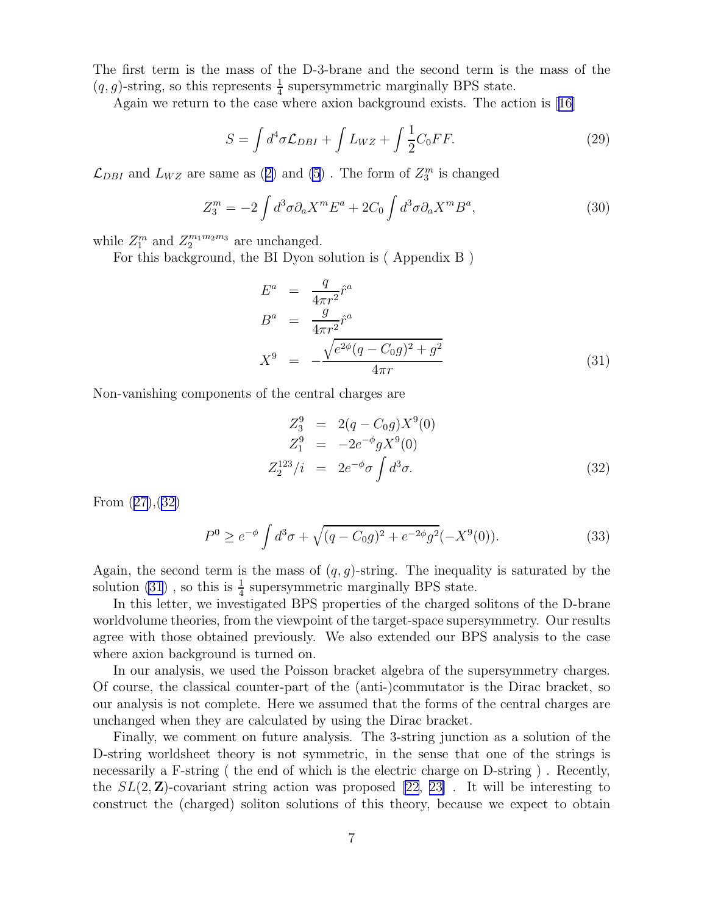The first term is the mass of the D-3-brane and the second term is the mass of the $(q, g)$-string, so this represents $\frac{1}{4}$ supersymmetric marginally BPS state.

Again we return to the case where axion background exists. The action is [16]

$$S = \int d^4\sigma \mathcal{L}_{DBI} + \int L_{WZ} + \int \frac{1}{2} C_0 FF. \tag{29}$$

$\mathcal{L}_{DBI}$ and $L_{WZ}$ are same as (2) and (5) . The form of $Z_3^m$ is changed

$$Z_3^m = -2\int d^3\sigma \partial_a X^m E^a + 2C_0 \int d^3\sigma \partial_a X^m B^a, \tag{30}$$

while $Z_1^m$ and $Z_2^{m_1 m_2 m_3}$ are unchanged.

For this background, the BI Dyon solution is ( Appendix B )

$$\begin{aligned}
E^a &= \frac{q}{4\pi r^2}\hat{r}^a \\
B^a &= \frac{g}{4\pi r^2}\hat{r}^a \\
X^9 &= -\frac{\sqrt{e^{2\phi}(q - C_0 g)^2 + g^2}}{4\pi r}
\end{aligned} \tag{31}$$

Non-vanishing components of the central charges are

$$\begin{aligned}
Z_3^9 &= 2(q - C_0 g) X^9(0) \\
Z_1^9 &= -2e^{-\phi} g X^9(0) \\
Z_2^{123}/i &= 2e^{-\phi}\sigma \int d^3\sigma.
\end{aligned} \tag{32}$$

From (27),(32)

$$P^0 \geq e^{-\phi}\int d^3\sigma + \sqrt{(q - C_0 g)^2 + e^{-2\phi} g^2}(-X^9(0)). \tag{33}$$

Again, the second term is the mass of $(q, g)$-string. The inequality is saturated by the solution (31) , so this is $\frac{1}{4}$ supersymmetric marginally BPS state.

In this letter, we investigated BPS properties of the charged solitons of the D-brane worldvolume theories, from the viewpoint of the target-space supersymmetry. Our results agree with those obtained previously. We also extended our BPS analysis to the case where axion background is turned on.

In our analysis, we used the Poisson bracket algebra of the supersymmetry charges. Of course, the classical counter-part of the (anti-)commutator is the Dirac bracket, so our analysis is not complete. Here we assumed that the forms of the central charges are unchanged when they are calculated by using the Dirac bracket.

Finally, we comment on future analysis. The 3-string junction as a solution of the D-string worldsheet theory is not symmetric, in the sense that one of the strings is necessarily a F-string ( the end of which is the electric charge on D-string ) . Recently, the $SL(2,\mathbf{Z})$-covariant string action was proposed [22, 23] . It will be interesting to construct the (charged) soliton solutions of this theory, because we expect to obtain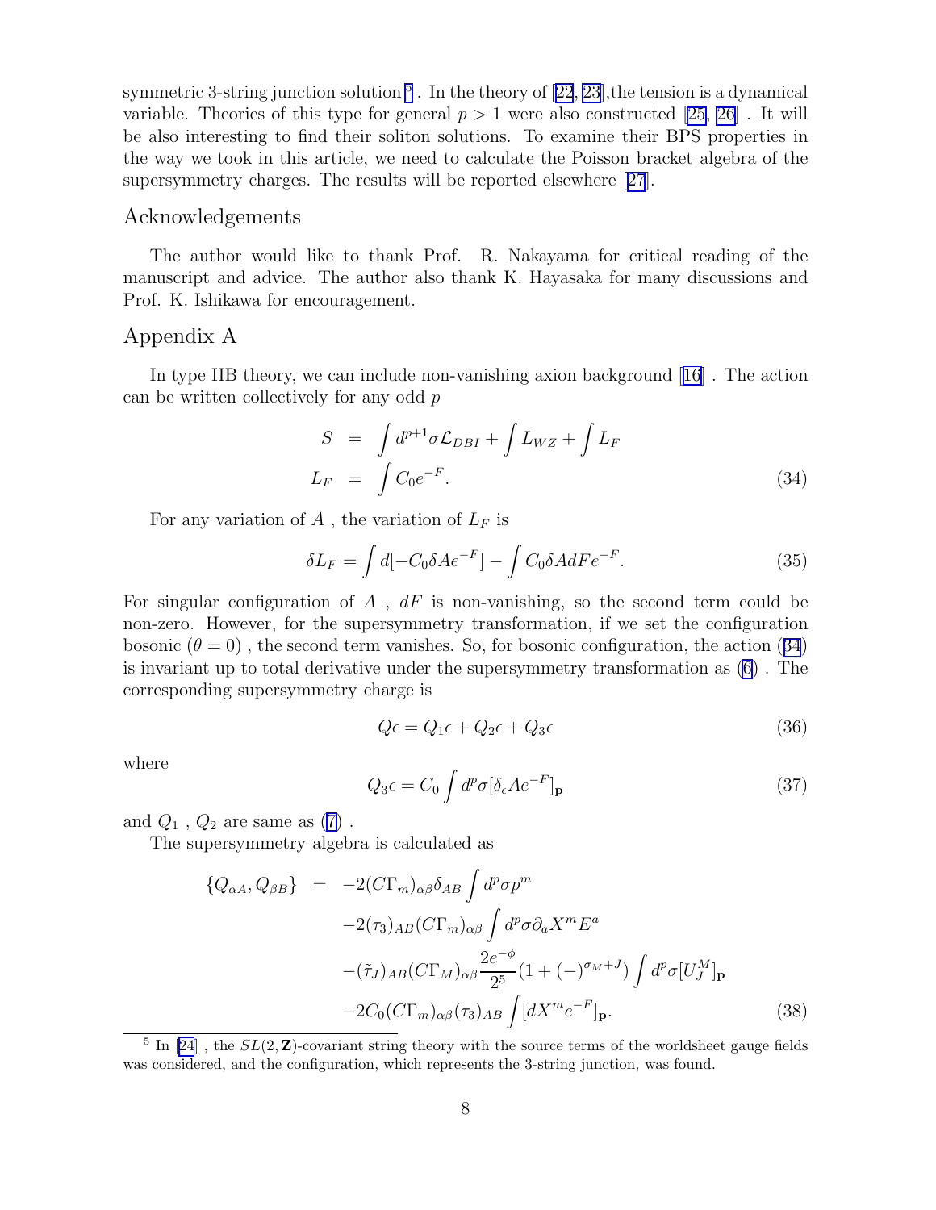symmetric 3-string junction solution [5] . In the theory of [22, 23],the tension is a dynamical variable. Theories of this type for general $p > 1$ were also constructed [25, 26] . It will be also interesting to find their soliton solutions. To examine their BPS properties in the way we took in this article, we need to calculate the Poisson bracket algebra of the supersymmetry charges. The results will be reported elsewhere [27].

## Acknowledgements

The author would like to thank Prof. R. Nakayama for critical reading of the manuscript and advice. The author also thank K. Hayasaka for many discussions and Prof. K. Ishikawa for encouragement.

## Appendix A

In type IIB theory, we can include non-vanishing axion background [16] . The action can be written collectively for any odd $p$

$$
\begin{aligned}
S &= \int d^{p+1}\sigma \mathcal{L}_{DBI} + \int L_{WZ} + \int L_F \\
L_F &= \int C_0 e^{-F}.
\end{aligned} \tag{34}
$$

For any variation of $A$ , the variation of $L_F$ is

$$
\delta L_F = \int d[-C_0 \delta A e^{-F}] - \int C_0 \delta A dF e^{-F}. \tag{35}
$$

For singular configuration of $A$ , $dF$ is non-vanishing, so the second term could be non-zero. However, for the supersymmetry transformation, if we set the configuration bosonic ($\theta = 0$) , the second term vanishes. So, for bosonic configuration, the action (34) is invariant up to total derivative under the supersymmetry transformation as (6) . The corresponding supersymmetry charge is

$$
Q\epsilon = Q_1\epsilon + Q_2\epsilon + Q_3\epsilon \tag{36}
$$

where

$$
Q_3\epsilon = C_0 \int d^p\sigma [\delta_\epsilon A e^{-F}]_{\mathbf{p}} \tag{37}
$$

and $Q_1$ , $Q_2$ are same as (7) .

The supersymmetry algebra is calculated as

$$
\begin{aligned}
\{Q_{\alpha A}, Q_{\beta B}\} &= -2(C\Gamma_m)_{\alpha\beta}\delta_{AB} \int d^p\sigma p^m \\
&\quad -2(\tau_3)_{AB}(C\Gamma_m)_{\alpha\beta} \int d^p\sigma \partial_a X^m E^a \\
&\quad -(\tilde{\tau}_J)_{AB}(C\Gamma_M)_{\alpha\beta} \frac{2e^{-\phi}}{2^5}(1 + (-)^{\sigma_M + J}) \int d^p\sigma [U_J^M]_{\mathbf{p}} \\
&\quad -2C_0(C\Gamma_m)_{\alpha\beta}(\tau_3)_{AB} \int [dX^m e^{-F}]_{\mathbf{p}}.
\end{aligned} \tag{38}
$$

---

[5] In [24] , the $SL(2, \mathbf{Z})$-covariant string theory with the source terms of the worldsheet gauge fields was considered, and the configuration, which represents the 3-string junction, was found.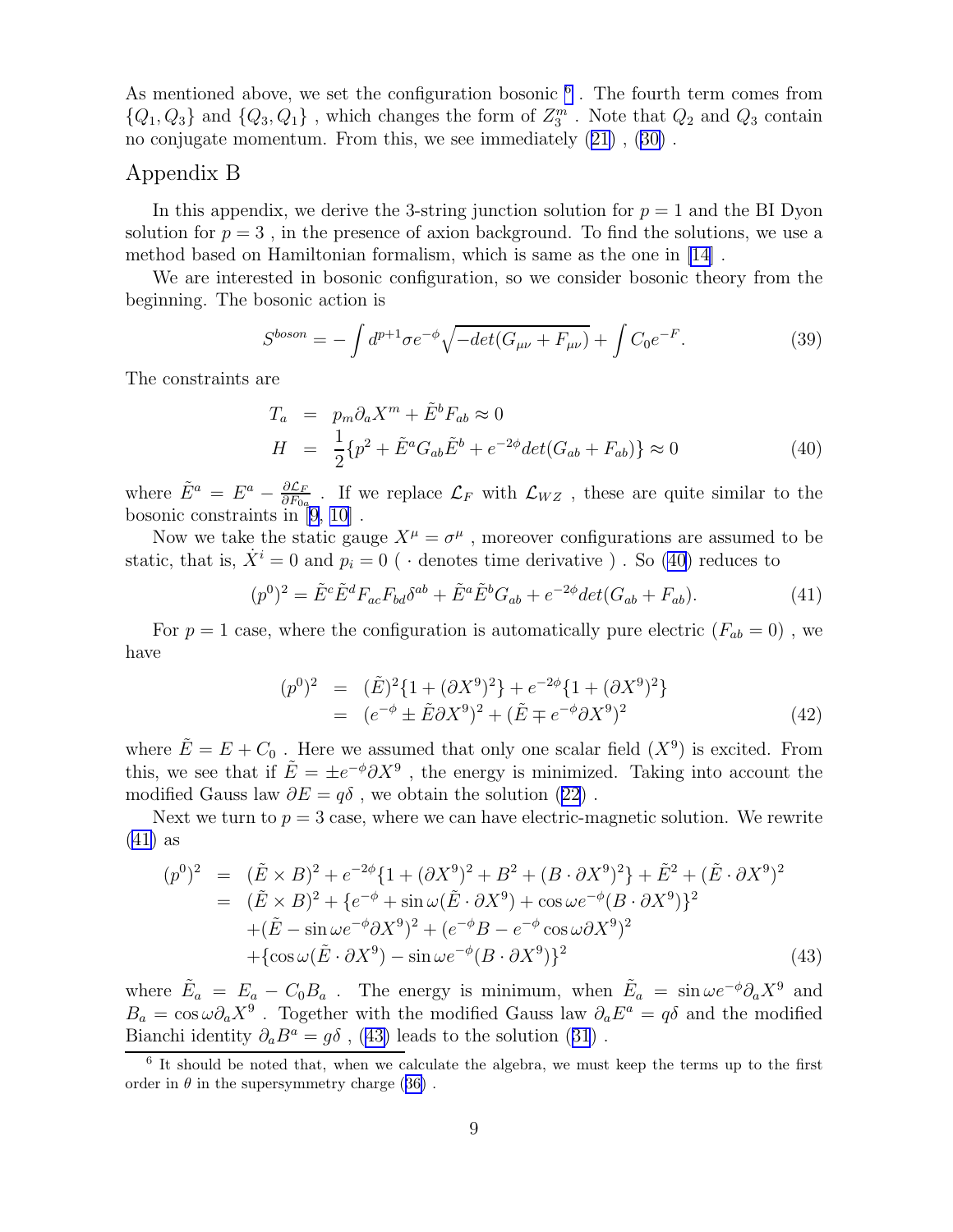As mentioned above, we set the configuration bosonic [6]. The fourth term comes from $\{Q_1, Q_3\}$ and $\{Q_3, Q_1\}$ , which changes the form of $Z_3^m$ . Note that $Q_2$ and $Q_3$ contain no conjugate momentum. From this, we see immediately (21) , (30) .

## Appendix B

In this appendix, we derive the 3-string junction solution for $p = 1$ and the BI Dyon solution for $p = 3$ , in the presence of axion background. To find the solutions, we use a method based on Hamiltonian formalism, which is same as the one in [14] .

We are interested in bosonic configuration, so we consider bosonic theory from the beginning. The bosonic action is

$$S^{boson} = -\int d^{p+1}\sigma e^{-\phi}\sqrt{-det(G_{\mu\nu} + F_{\mu\nu})} + \int C_0 e^{-F}. \tag{39}$$

The constraints are

$$\begin{aligned} T_a &= p_m \partial_a X^m + \tilde{E}^b F_{ab} \approx 0 \\ H &= \frac{1}{2}\{p^2 + \tilde{E}^a G_{ab}\tilde{E}^b + e^{-2\phi}det(G_{ab} + F_{ab})\} \approx 0 \end{aligned} \tag{40}$$

where $\tilde{E}^a = E^a - \frac{\partial \mathcal{L}_F}{\partial F_{0a}}$ . If we replace $\mathcal{L}_F$ with $\mathcal{L}_{WZ}$ , these are quite similar to the bosonic constraints in [9, 10] .

Now we take the static gauge $X^\mu = \sigma^\mu$ , moreover configurations are assumed to be static, that is, $\dot{X}^i = 0$ and $p_i = 0$ ( $\cdot$ denotes time derivative ) . So (40) reduces to

$$(p^0)^2 = \tilde{E}^c\tilde{E}^d F_{ac}F_{bd}\delta^{ab} + \tilde{E}^a\tilde{E}^b G_{ab} + e^{-2\phi}det(G_{ab} + F_{ab}). \tag{41}$$

For $p = 1$ case, where the configuration is automatically pure electric ($F_{ab} = 0$) , we have

$$\begin{aligned} (p^0)^2 &= (\tilde{E})^2\{1 + (\partial X^9)^2\} + e^{-2\phi}\{1 + (\partial X^9)^2\} \\ &= (e^{-\phi} \pm \tilde{E}\partial X^9)^2 + (\tilde{E} \mp e^{-\phi}\partial X^9)^2 \end{aligned} \tag{42}$$

where $\tilde{E} = E + C_0$ . Here we assumed that only one scalar field ($X^9$) is excited. From this, we see that if $\tilde{E} = \pm e^{-\phi}\partial X^9$ , the energy is minimized. Taking into account the modified Gauss law $\partial E = q\delta$ , we obtain the solution (22) .

Next we turn to $p = 3$ case, where we can have electric-magnetic solution. We rewrite (41) as

$$\begin{aligned} (p^0)^2 &= (\tilde{E}\times B)^2 + e^{-2\phi}\{1 + (\partial X^9)^2 + B^2 + (B\cdot\partial X^9)^2\} + \tilde{E}^2 + (\tilde{E}\cdot\partial X^9)^2 \\ &= (\tilde{E}\times B)^2 + \{e^{-\phi} + \sin\omega(\tilde{E}\cdot\partial X^9) + \cos\omega e^{-\phi}(B\cdot\partial X^9)\}^2 \\ &\quad + (\tilde{E} - \sin\omega e^{-\phi}\partial X^9)^2 + (e^{-\phi}B - e^{-\phi}\cos\omega\partial X^9)^2 \\ &\quad + \{\cos\omega(\tilde{E}\cdot\partial X^9) - \sin\omega e^{-\phi}(B\cdot\partial X^9)\}^2 \end{aligned} \tag{43}$$

where $\tilde{E}_a = E_a - C_0 B_a$ . The energy is minimum, when $\tilde{E}_a = \sin\omega e^{-\phi}\partial_a X^9$ and $B_a = \cos\omega\partial_a X^9$ . Together with the modified Gauss law $\partial_a E^a = q\delta$ and the modified Bianchi identity $\partial_a B^a = g\delta$ , (43) leads to the solution (31) .

---

[6] It should be noted that, when we calculate the algebra, we must keep the terms up to the first order in $\theta$ in the supersymmetry charge (36) .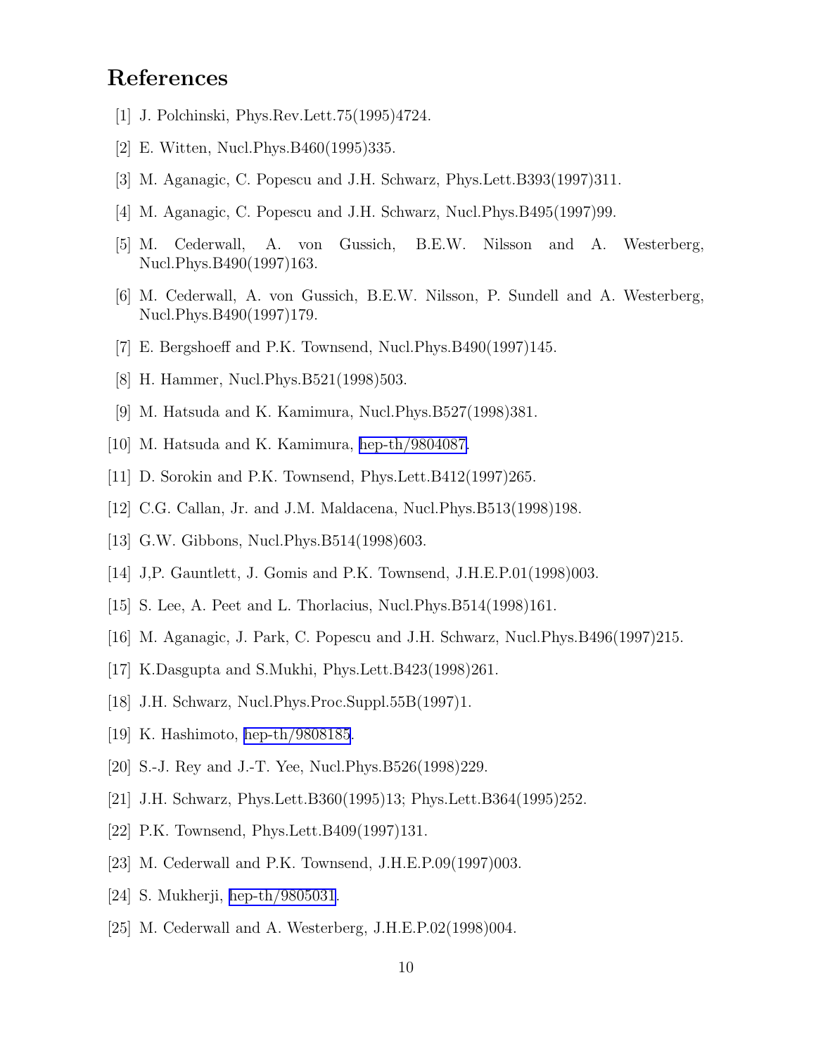# References

[1] J. Polchinski, Phys.Rev.Lett.75(1995)4724.

[2] E. Witten, Nucl.Phys.B460(1995)335.

[3] M. Aganagic, C. Popescu and J.H. Schwarz, Phys.Lett.B393(1997)311.

[4] M. Aganagic, C. Popescu and J.H. Schwarz, Nucl.Phys.B495(1997)99.

[5] M. Cederwall, A. von Gussich, B.E.W. Nilsson and A. Westerberg, Nucl.Phys.B490(1997)163.

[6] M. Cederwall, A. von Gussich, B.E.W. Nilsson, P. Sundell and A. Westerberg, Nucl.Phys.B490(1997)179.

[7] E. Bergshoeff and P.K. Townsend, Nucl.Phys.B490(1997)145.

[8] H. Hammer, Nucl.Phys.B521(1998)503.

[9] M. Hatsuda and K. Kamimura, Nucl.Phys.B527(1998)381.

[10] M. Hatsuda and K. Kamimura, hep-th/9804087.

[11] D. Sorokin and P.K. Townsend, Phys.Lett.B412(1997)265.

[12] C.G. Callan, Jr. and J.M. Maldacena, Nucl.Phys.B513(1998)198.

[13] G.W. Gibbons, Nucl.Phys.B514(1998)603.

[14] J,P. Gauntlett, J. Gomis and P.K. Townsend, J.H.E.P.01(1998)003.

[15] S. Lee, A. Peet and L. Thorlacius, Nucl.Phys.B514(1998)161.

[16] M. Aganagic, J. Park, C. Popescu and J.H. Schwarz, Nucl.Phys.B496(1997)215.

[17] K.Dasgupta and S.Mukhi, Phys.Lett.B423(1998)261.

[18] J.H. Schwarz, Nucl.Phys.Proc.Suppl.55B(1997)1.

[19] K. Hashimoto, hep-th/9808185.

[20] S.-J. Rey and J.-T. Yee, Nucl.Phys.B526(1998)229.

[21] J.H. Schwarz, Phys.Lett.B360(1995)13; Phys.Lett.B364(1995)252.

[22] P.K. Townsend, Phys.Lett.B409(1997)131.

[23] M. Cederwall and P.K. Townsend, J.H.E.P.09(1997)003.

[24] S. Mukherji, hep-th/9805031.

[25] M. Cederwall and A. Westerberg, J.H.E.P.02(1998)004.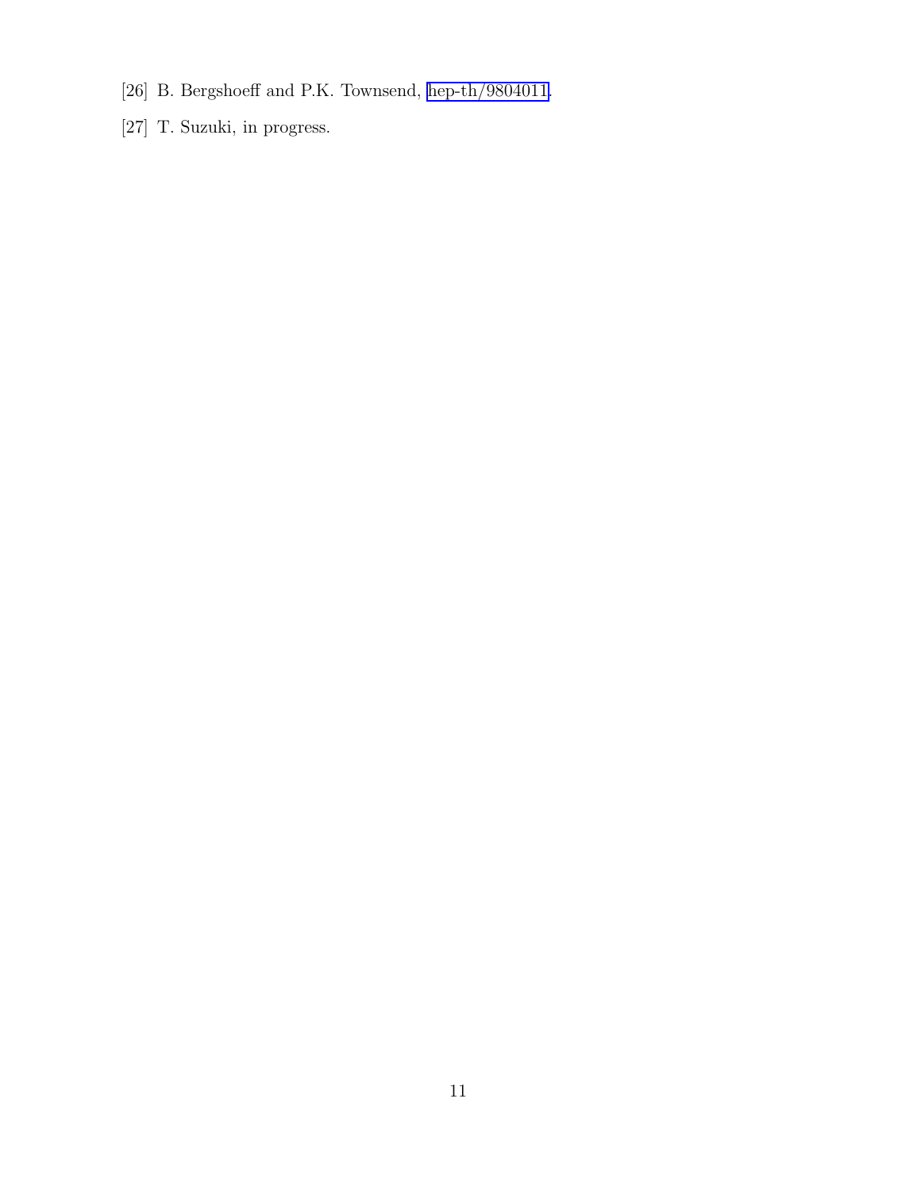[26] B. Bergshoeff and P.K. Townsend, hep-th/9804011.

[27] T. Suzuki, in progress.